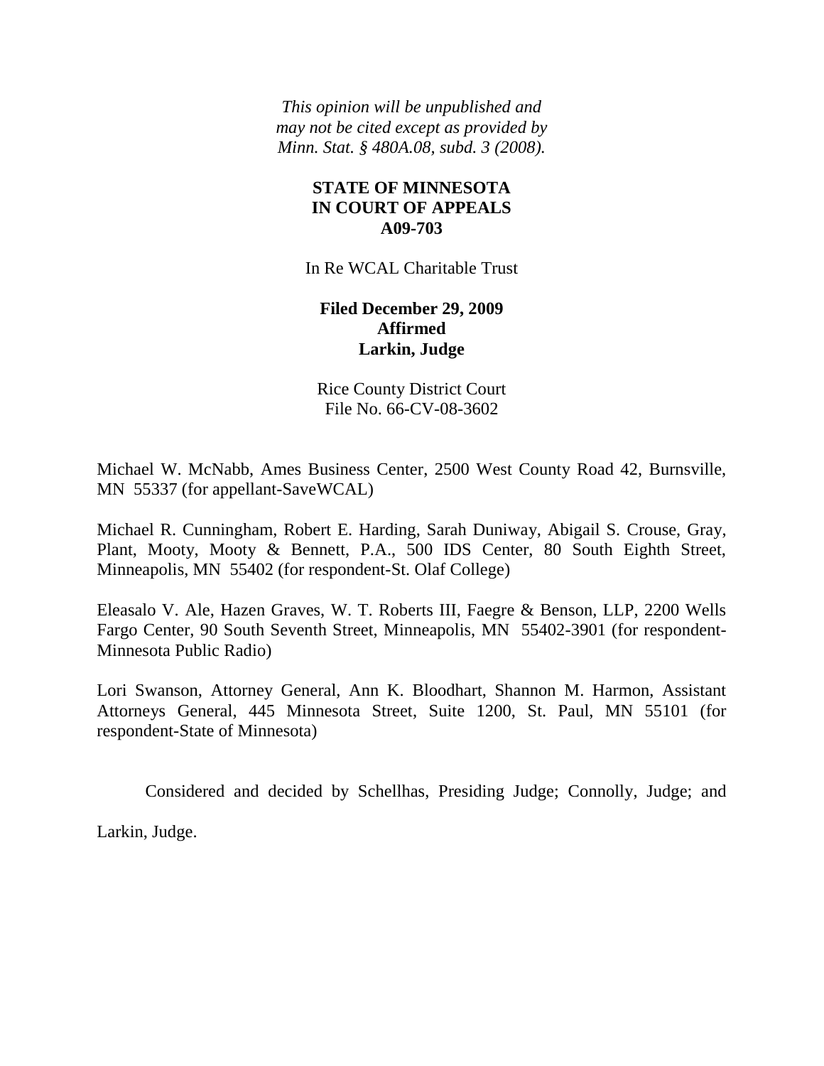*This opinion will be unpublished and may not be cited except as provided by Minn. Stat. § 480A.08, subd. 3 (2008).*

**STATE OF MINNESOTA**
**IN COURT OF APPEALS**
**A09-703**

In Re WCAL Charitable Trust

**Filed December 29, 2009**
**Affirmed**
**Larkin, Judge**

Rice County District Court
File No. 66-CV-08-3602

Michael W. McNabb, Ames Business Center, 2500 West County Road 42, Burnsville, MN 55337 (for appellant-SaveWCAL)

Michael R. Cunningham, Robert E. Harding, Sarah Duniway, Abigail S. Crouse, Gray, Plant, Mooty, Mooty & Bennett, P.A., 500 IDS Center, 80 South Eighth Street, Minneapolis, MN 55402 (for respondent-St. Olaf College)

Eleasalo V. Ale, Hazen Graves, W. T. Roberts III, Faegre & Benson, LLP, 2200 Wells Fargo Center, 90 South Seventh Street, Minneapolis, MN 55402-3901 (for respondent-Minnesota Public Radio)

Lori Swanson, Attorney General, Ann K. Bloodhart, Shannon M. Harmon, Assistant Attorneys General, 445 Minnesota Street, Suite 1200, St. Paul, MN 55101 (for respondent-State of Minnesota)

Considered and decided by Schellhas, Presiding Judge; Connolly, Judge; and Larkin, Judge.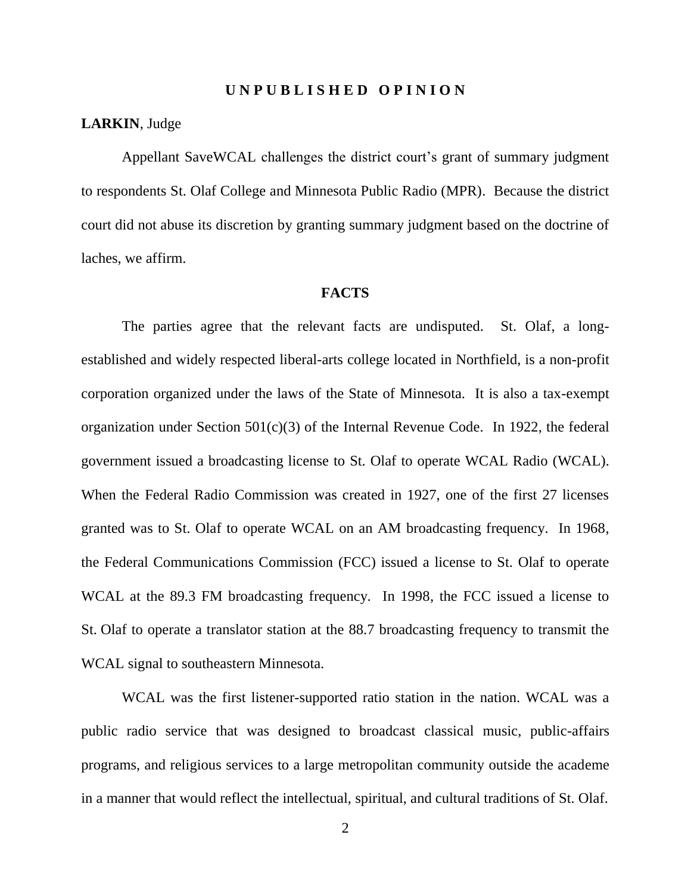## UNPUBLISHED OPINION

**LARKIN**, Judge

Appellant SaveWCAL challenges the district court's grant of summary judgment to respondents St. Olaf College and Minnesota Public Radio (MPR). Because the district court did not abuse its discretion by granting summary judgment based on the doctrine of laches, we affirm.

## FACTS

The parties agree that the relevant facts are undisputed. St. Olaf, a long-established and widely respected liberal-arts college located in Northfield, is a non-profit corporation organized under the laws of the State of Minnesota. It is also a tax-exempt organization under Section 501(c)(3) of the Internal Revenue Code. In 1922, the federal government issued a broadcasting license to St. Olaf to operate WCAL Radio (WCAL). When the Federal Radio Commission was created in 1927, one of the first 27 licenses granted was to St. Olaf to operate WCAL on an AM broadcasting frequency. In 1968, the Federal Communications Commission (FCC) issued a license to St. Olaf to operate WCAL at the 89.3 FM broadcasting frequency. In 1998, the FCC issued a license to St. Olaf to operate a translator station at the 88.7 broadcasting frequency to transmit the WCAL signal to southeastern Minnesota.

WCAL was the first listener-supported ratio station in the nation. WCAL was a public radio service that was designed to broadcast classical music, public-affairs programs, and religious services to a large metropolitan community outside the academe in a manner that would reflect the intellectual, spiritual, and cultural traditions of St. Olaf.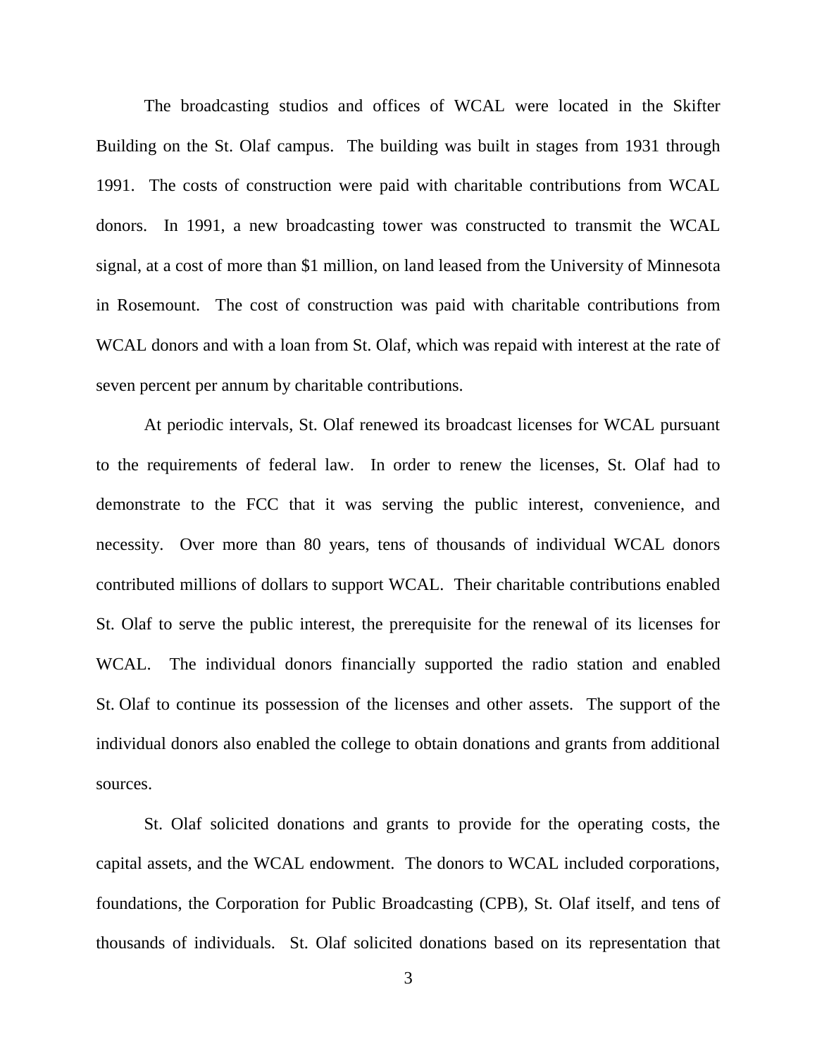The broadcasting studios and offices of WCAL were located in the Skifter Building on the St. Olaf campus. The building was built in stages from 1931 through 1991. The costs of construction were paid with charitable contributions from WCAL donors. In 1991, a new broadcasting tower was constructed to transmit the WCAL signal, at a cost of more than $1 million, on land leased from the University of Minnesota in Rosemount. The cost of construction was paid with charitable contributions from WCAL donors and with a loan from St. Olaf, which was repaid with interest at the rate of seven percent per annum by charitable contributions.

At periodic intervals, St. Olaf renewed its broadcast licenses for WCAL pursuant to the requirements of federal law. In order to renew the licenses, St. Olaf had to demonstrate to the FCC that it was serving the public interest, convenience, and necessity. Over more than 80 years, tens of thousands of individual WCAL donors contributed millions of dollars to support WCAL. Their charitable contributions enabled St. Olaf to serve the public interest, the prerequisite for the renewal of its licenses for WCAL. The individual donors financially supported the radio station and enabled St. Olaf to continue its possession of the licenses and other assets. The support of the individual donors also enabled the college to obtain donations and grants from additional sources.

St. Olaf solicited donations and grants to provide for the operating costs, the capital assets, and the WCAL endowment. The donors to WCAL included corporations, foundations, the Corporation for Public Broadcasting (CPB), St. Olaf itself, and tens of thousands of individuals. St. Olaf solicited donations based on its representation that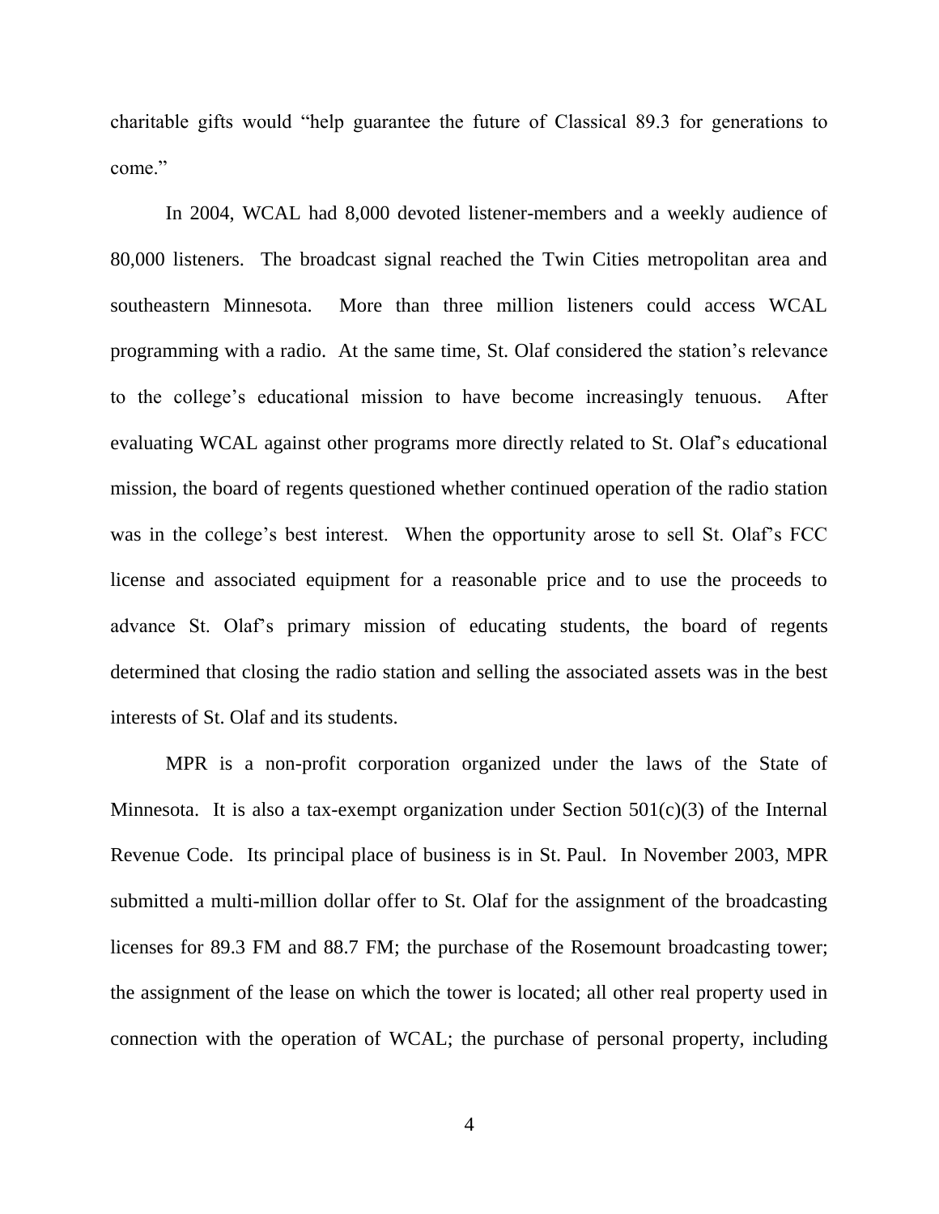charitable gifts would "help guarantee the future of Classical 89.3 for generations to come."

In 2004, WCAL had 8,000 devoted listener-members and a weekly audience of 80,000 listeners. The broadcast signal reached the Twin Cities metropolitan area and southeastern Minnesota. More than three million listeners could access WCAL programming with a radio. At the same time, St. Olaf considered the station's relevance to the college's educational mission to have become increasingly tenuous. After evaluating WCAL against other programs more directly related to St. Olaf's educational mission, the board of regents questioned whether continued operation of the radio station was in the college's best interest. When the opportunity arose to sell St. Olaf's FCC license and associated equipment for a reasonable price and to use the proceeds to advance St. Olaf's primary mission of educating students, the board of regents determined that closing the radio station and selling the associated assets was in the best interests of St. Olaf and its students.

MPR is a non-profit corporation organized under the laws of the State of Minnesota. It is also a tax-exempt organization under Section 501(c)(3) of the Internal Revenue Code. Its principal place of business is in St. Paul. In November 2003, MPR submitted a multi-million dollar offer to St. Olaf for the assignment of the broadcasting licenses for 89.3 FM and 88.7 FM; the purchase of the Rosemount broadcasting tower; the assignment of the lease on which the tower is located; all other real property used in connection with the operation of WCAL; the purchase of personal property, including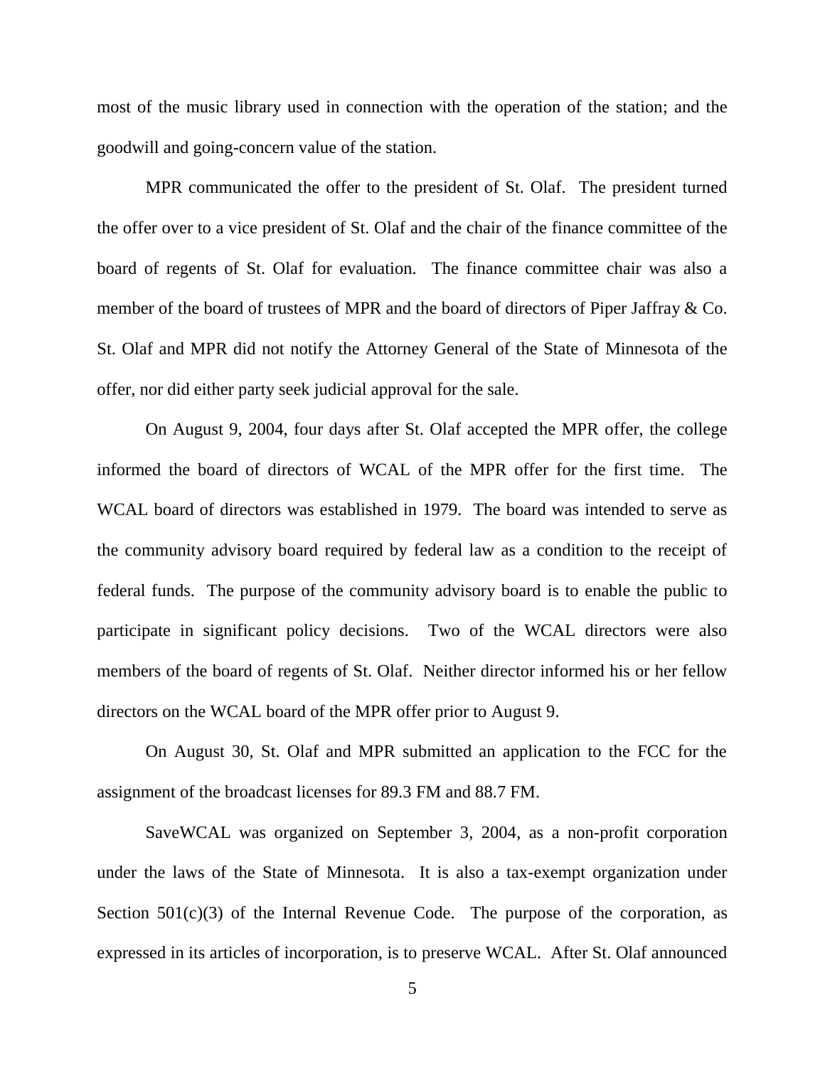most of the music library used in connection with the operation of the station; and the goodwill and going-concern value of the station.

MPR communicated the offer to the president of St. Olaf. The president turned the offer over to a vice president of St. Olaf and the chair of the finance committee of the board of regents of St. Olaf for evaluation. The finance committee chair was also a member of the board of trustees of MPR and the board of directors of Piper Jaffray & Co. St. Olaf and MPR did not notify the Attorney General of the State of Minnesota of the offer, nor did either party seek judicial approval for the sale.

On August 9, 2004, four days after St. Olaf accepted the MPR offer, the college informed the board of directors of WCAL of the MPR offer for the first time. The WCAL board of directors was established in 1979. The board was intended to serve as the community advisory board required by federal law as a condition to the receipt of federal funds. The purpose of the community advisory board is to enable the public to participate in significant policy decisions. Two of the WCAL directors were also members of the board of regents of St. Olaf. Neither director informed his or her fellow directors on the WCAL board of the MPR offer prior to August 9.

On August 30, St. Olaf and MPR submitted an application to the FCC for the assignment of the broadcast licenses for 89.3 FM and 88.7 FM.

SaveWCAL was organized on September 3, 2004, as a non-profit corporation under the laws of the State of Minnesota. It is also a tax-exempt organization under Section 501(c)(3) of the Internal Revenue Code. The purpose of the corporation, as expressed in its articles of incorporation, is to preserve WCAL. After St. Olaf announced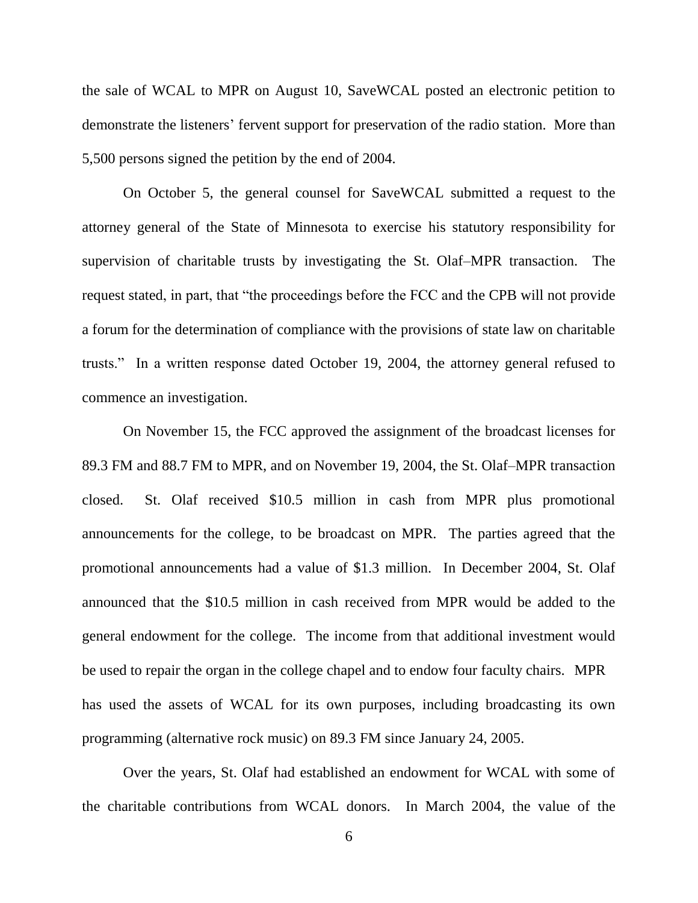the sale of WCAL to MPR on August 10, SaveWCAL posted an electronic petition to demonstrate the listeners' fervent support for preservation of the radio station. More than 5,500 persons signed the petition by the end of 2004.

On October 5, the general counsel for SaveWCAL submitted a request to the attorney general of the State of Minnesota to exercise his statutory responsibility for supervision of charitable trusts by investigating the St. Olaf–MPR transaction. The request stated, in part, that "the proceedings before the FCC and the CPB will not provide a forum for the determination of compliance with the provisions of state law on charitable trusts." In a written response dated October 19, 2004, the attorney general refused to commence an investigation.

On November 15, the FCC approved the assignment of the broadcast licenses for 89.3 FM and 88.7 FM to MPR, and on November 19, 2004, the St. Olaf–MPR transaction closed. St. Olaf received $10.5 million in cash from MPR plus promotional announcements for the college, to be broadcast on MPR. The parties agreed that the promotional announcements had a value of $1.3 million. In December 2004, St. Olaf announced that the $10.5 million in cash received from MPR would be added to the general endowment for the college. The income from that additional investment would be used to repair the organ in the college chapel and to endow four faculty chairs. MPR has used the assets of WCAL for its own purposes, including broadcasting its own programming (alternative rock music) on 89.3 FM since January 24, 2005.

Over the years, St. Olaf had established an endowment for WCAL with some of the charitable contributions from WCAL donors. In March 2004, the value of the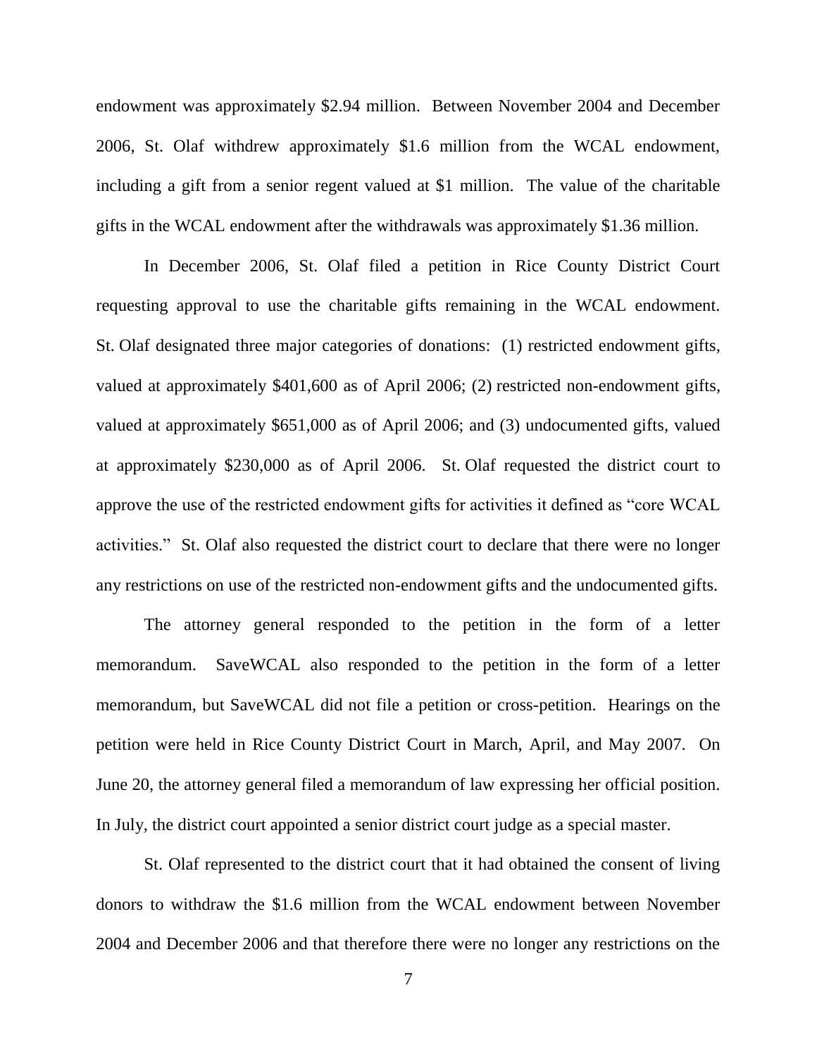endowment was approximately $2.94 million. Between November 2004 and December 2006, St. Olaf withdrew approximately $1.6 million from the WCAL endowment, including a gift from a senior regent valued at $1 million. The value of the charitable gifts in the WCAL endowment after the withdrawals was approximately $1.36 million.

In December 2006, St. Olaf filed a petition in Rice County District Court requesting approval to use the charitable gifts remaining in the WCAL endowment. St. Olaf designated three major categories of donations: (1) restricted endowment gifts, valued at approximately $401,600 as of April 2006; (2) restricted non-endowment gifts, valued at approximately $651,000 as of April 2006; and (3) undocumented gifts, valued at approximately $230,000 as of April 2006. St. Olaf requested the district court to approve the use of the restricted endowment gifts for activities it defined as "core WCAL activities." St. Olaf also requested the district court to declare that there were no longer any restrictions on use of the restricted non-endowment gifts and the undocumented gifts.

The attorney general responded to the petition in the form of a letter memorandum. SaveWCAL also responded to the petition in the form of a letter memorandum, but SaveWCAL did not file a petition or cross-petition. Hearings on the petition were held in Rice County District Court in March, April, and May 2007. On June 20, the attorney general filed a memorandum of law expressing her official position. In July, the district court appointed a senior district court judge as a special master.

St. Olaf represented to the district court that it had obtained the consent of living donors to withdraw the $1.6 million from the WCAL endowment between November 2004 and December 2006 and that therefore there were no longer any restrictions on the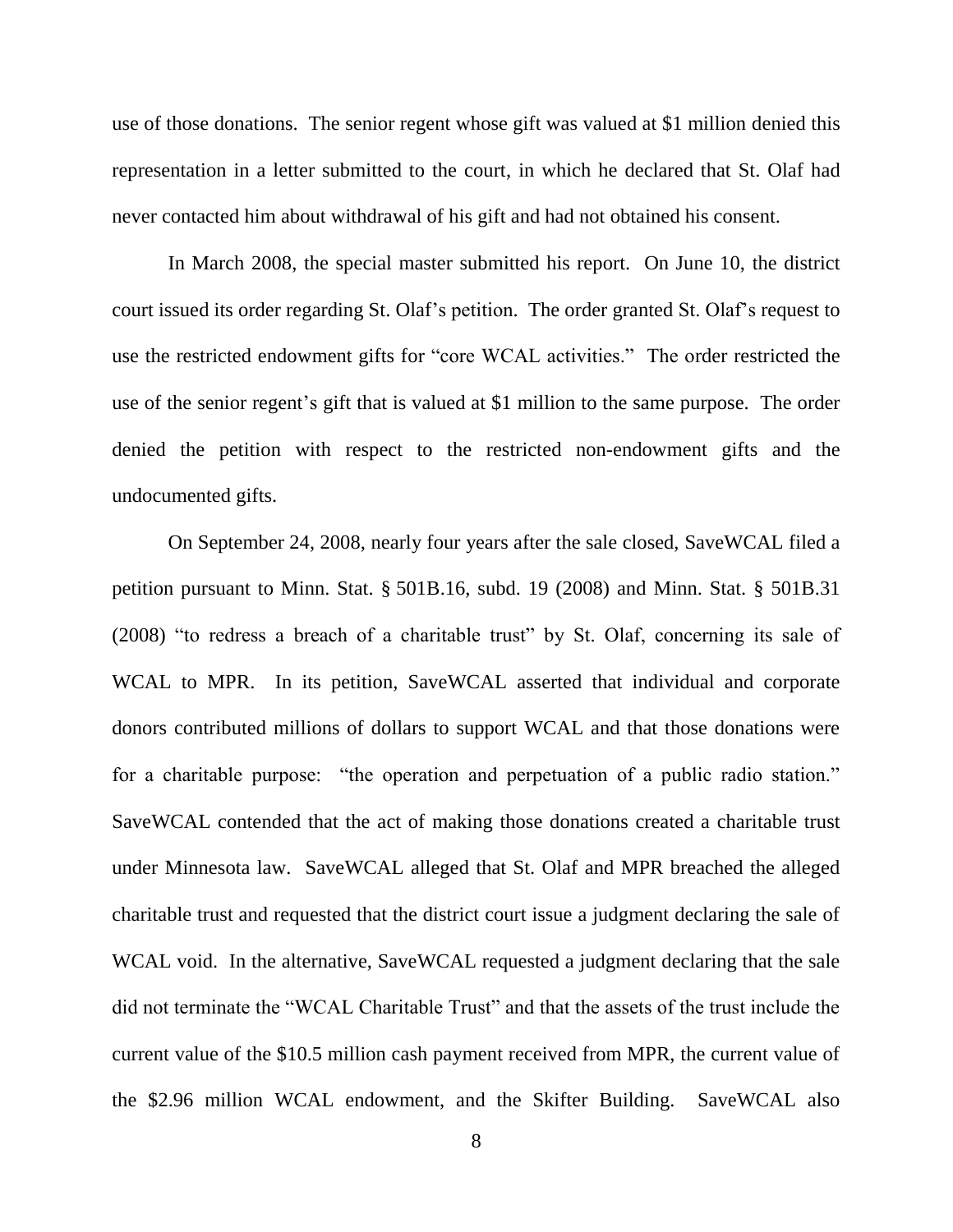use of those donations. The senior regent whose gift was valued at $1 million denied this representation in a letter submitted to the court, in which he declared that St. Olaf had never contacted him about withdrawal of his gift and had not obtained his consent.

In March 2008, the special master submitted his report. On June 10, the district court issued its order regarding St. Olaf's petition. The order granted St. Olaf's request to use the restricted endowment gifts for "core WCAL activities." The order restricted the use of the senior regent's gift that is valued at $1 million to the same purpose. The order denied the petition with respect to the restricted non-endowment gifts and the undocumented gifts.

On September 24, 2008, nearly four years after the sale closed, SaveWCAL filed a petition pursuant to Minn. Stat. § 501B.16, subd. 19 (2008) and Minn. Stat. § 501B.31 (2008) "to redress a breach of a charitable trust" by St. Olaf, concerning its sale of WCAL to MPR. In its petition, SaveWCAL asserted that individual and corporate donors contributed millions of dollars to support WCAL and that those donations were for a charitable purpose: "the operation and perpetuation of a public radio station." SaveWCAL contended that the act of making those donations created a charitable trust under Minnesota law. SaveWCAL alleged that St. Olaf and MPR breached the alleged charitable trust and requested that the district court issue a judgment declaring the sale of WCAL void. In the alternative, SaveWCAL requested a judgment declaring that the sale did not terminate the "WCAL Charitable Trust" and that the assets of the trust include the current value of the $10.5 million cash payment received from MPR, the current value of the $2.96 million WCAL endowment, and the Skifter Building. SaveWCAL also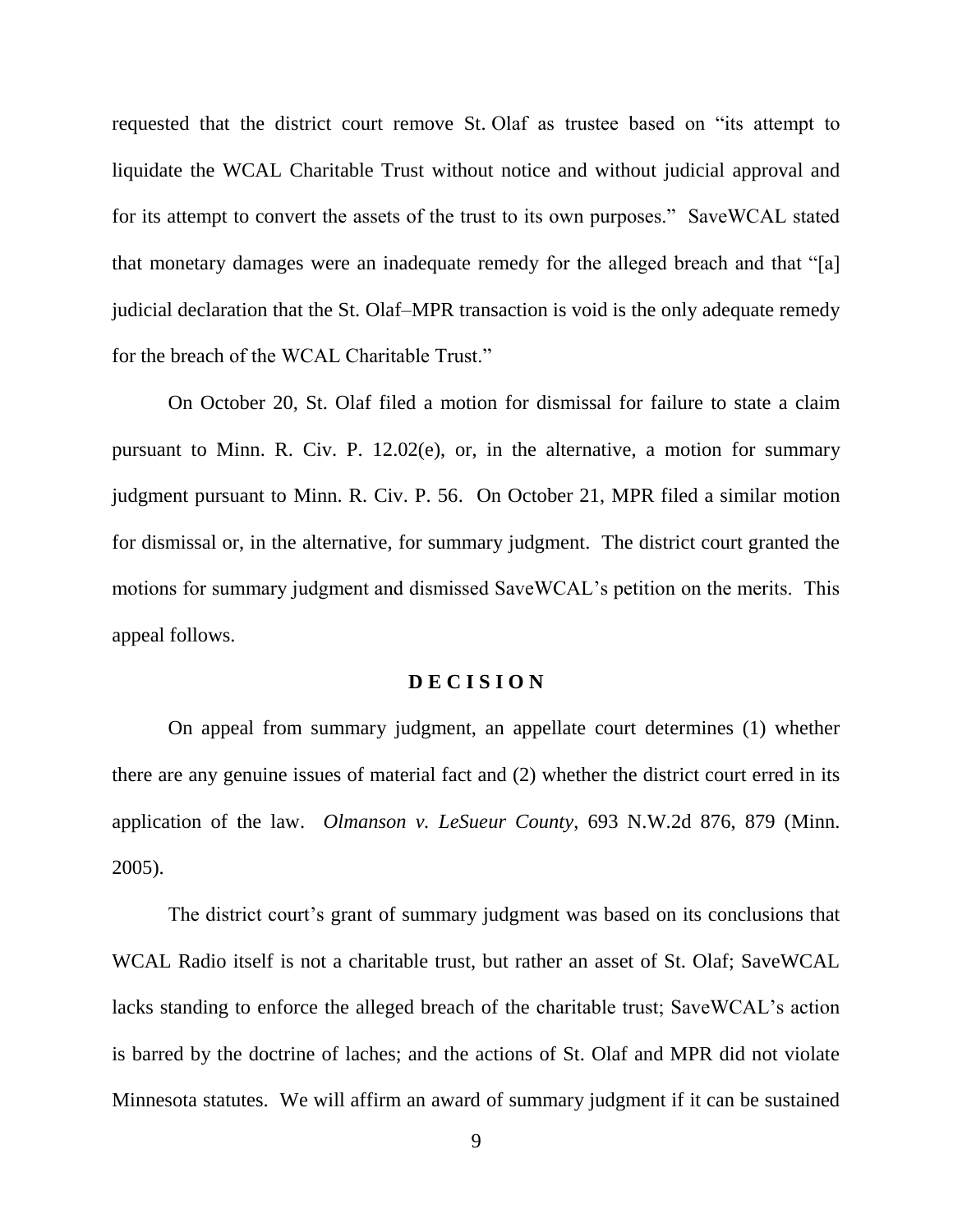requested that the district court remove St. Olaf as trustee based on "its attempt to liquidate the WCAL Charitable Trust without notice and without judicial approval and for its attempt to convert the assets of the trust to its own purposes." SaveWCAL stated that monetary damages were an inadequate remedy for the alleged breach and that "[a] judicial declaration that the St. Olaf–MPR transaction is void is the only adequate remedy for the breach of the WCAL Charitable Trust."

On October 20, St. Olaf filed a motion for dismissal for failure to state a claim pursuant to Minn. R. Civ. P. 12.02(e), or, in the alternative, a motion for summary judgment pursuant to Minn. R. Civ. P. 56. On October 21, MPR filed a similar motion for dismissal or, in the alternative, for summary judgment. The district court granted the motions for summary judgment and dismissed SaveWCAL's petition on the merits. This appeal follows.

## D E C I S I O N

On appeal from summary judgment, an appellate court determines (1) whether there are any genuine issues of material fact and (2) whether the district court erred in its application of the law. *Olmanson v. LeSueur County*, 693 N.W.2d 876, 879 (Minn. 2005).

The district court's grant of summary judgment was based on its conclusions that WCAL Radio itself is not a charitable trust, but rather an asset of St. Olaf; SaveWCAL lacks standing to enforce the alleged breach of the charitable trust; SaveWCAL's action is barred by the doctrine of laches; and the actions of St. Olaf and MPR did not violate Minnesota statutes. We will affirm an award of summary judgment if it can be sustained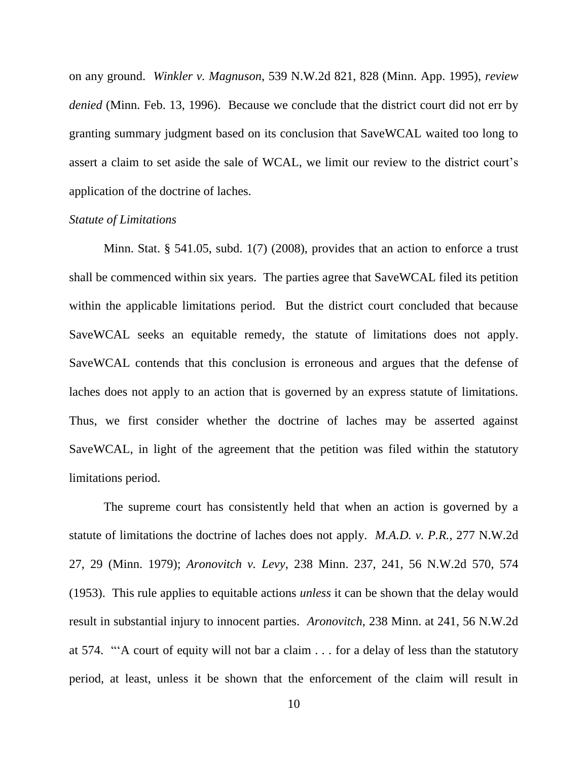on any ground. *Winkler v. Magnuson*, 539 N.W.2d 821, 828 (Minn. App. 1995), *review denied* (Minn. Feb. 13, 1996). Because we conclude that the district court did not err by granting summary judgment based on its conclusion that SaveWCAL waited too long to assert a claim to set aside the sale of WCAL, we limit our review to the district court's application of the doctrine of laches.

*Statute of Limitations*

Minn. Stat. § 541.05, subd. 1(7) (2008), provides that an action to enforce a trust shall be commenced within six years. The parties agree that SaveWCAL filed its petition within the applicable limitations period. But the district court concluded that because SaveWCAL seeks an equitable remedy, the statute of limitations does not apply. SaveWCAL contends that this conclusion is erroneous and argues that the defense of laches does not apply to an action that is governed by an express statute of limitations. Thus, we first consider whether the doctrine of laches may be asserted against SaveWCAL, in light of the agreement that the petition was filed within the statutory limitations period.

The supreme court has consistently held that when an action is governed by a statute of limitations the doctrine of laches does not apply. *M.A.D. v. P.R.*, 277 N.W.2d 27, 29 (Minn. 1979); *Aronovitch v. Levy*, 238 Minn. 237, 241, 56 N.W.2d 570, 574 (1953). This rule applies to equitable actions *unless* it can be shown that the delay would result in substantial injury to innocent parties. *Aronovitch*, 238 Minn. at 241, 56 N.W.2d at 574. "'A court of equity will not bar a claim . . . for a delay of less than the statutory period, at least, unless it be shown that the enforcement of the claim will result in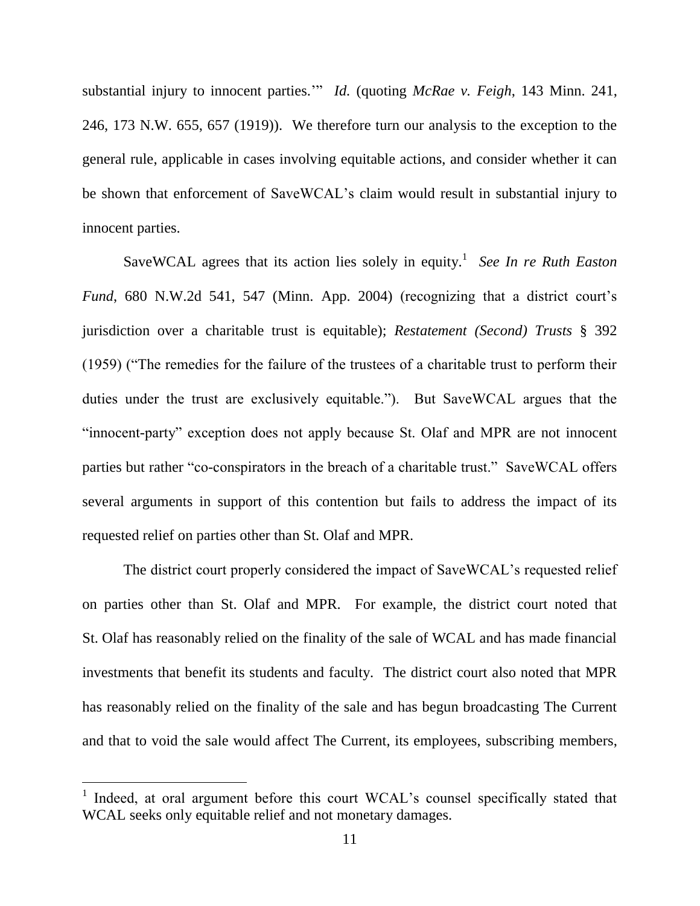substantial injury to innocent parties.'" *Id.* (quoting *McRae v. Feigh*, 143 Minn. 241, 246, 173 N.W. 655, 657 (1919)). We therefore turn our analysis to the exception to the general rule, applicable in cases involving equitable actions, and consider whether it can be shown that enforcement of SaveWCAL's claim would result in substantial injury to innocent parties.

SaveWCAL agrees that its action lies solely in equity.[1] *See In re Ruth Easton Fund*, 680 N.W.2d 541, 547 (Minn. App. 2004) (recognizing that a district court's jurisdiction over a charitable trust is equitable); *Restatement (Second) Trusts* § 392 (1959) ("The remedies for the failure of the trustees of a charitable trust to perform their duties under the trust are exclusively equitable."). But SaveWCAL argues that the "innocent-party" exception does not apply because St. Olaf and MPR are not innocent parties but rather "co-conspirators in the breach of a charitable trust." SaveWCAL offers several arguments in support of this contention but fails to address the impact of its requested relief on parties other than St. Olaf and MPR.

The district court properly considered the impact of SaveWCAL's requested relief on parties other than St. Olaf and MPR. For example, the district court noted that St. Olaf has reasonably relied on the finality of the sale of WCAL and has made financial investments that benefit its students and faculty. The district court also noted that MPR has reasonably relied on the finality of the sale and has begun broadcasting The Current and that to void the sale would affect The Current, its employees, subscribing members,

[1] Indeed, at oral argument before this court WCAL's counsel specifically stated that WCAL seeks only equitable relief and not monetary damages.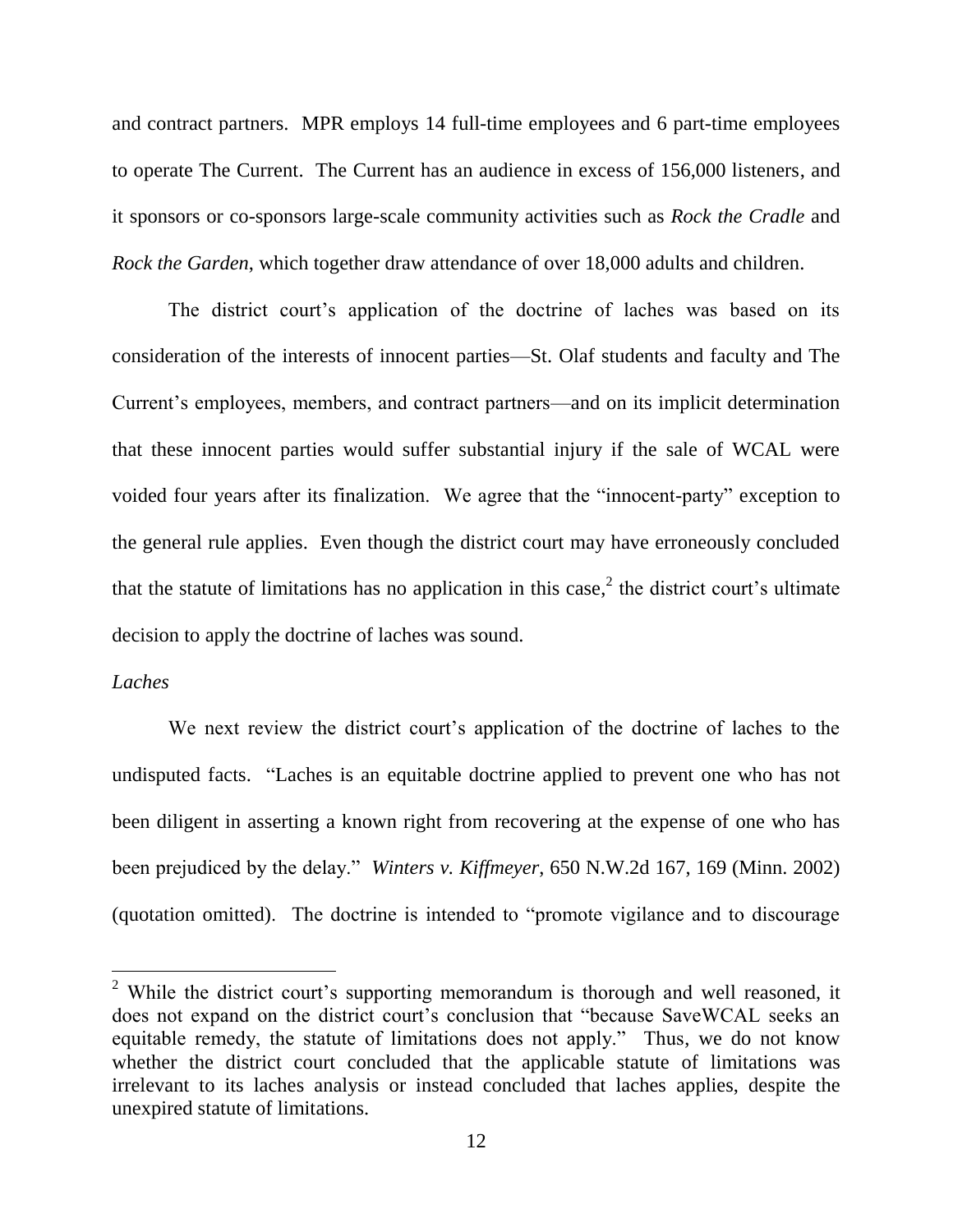and contract partners. MPR employs 14 full-time employees and 6 part-time employees to operate The Current. The Current has an audience in excess of 156,000 listeners, and it sponsors or co-sponsors large-scale community activities such as *Rock the Cradle* and *Rock the Garden*, which together draw attendance of over 18,000 adults and children.

The district court's application of the doctrine of laches was based on its consideration of the interests of innocent parties—St. Olaf students and faculty and The Current's employees, members, and contract partners—and on its implicit determination that these innocent parties would suffer substantial injury if the sale of WCAL were voided four years after its finalization. We agree that the "innocent-party" exception to the general rule applies. Even though the district court may have erroneously concluded that the statute of limitations has no application in this case,[2] the district court's ultimate decision to apply the doctrine of laches was sound.

*Laches*

We next review the district court's application of the doctrine of laches to the undisputed facts. "Laches is an equitable doctrine applied to prevent one who has not been diligent in asserting a known right from recovering at the expense of one who has been prejudiced by the delay." *Winters v. Kiffmeyer*, 650 N.W.2d 167, 169 (Minn. 2002) (quotation omitted). The doctrine is intended to "promote vigilance and to discourage

---

[2] While the district court's supporting memorandum is thorough and well reasoned, it does not expand on the district court's conclusion that "because SaveWCAL seeks an equitable remedy, the statute of limitations does not apply." Thus, we do not know whether the district court concluded that the applicable statute of limitations was irrelevant to its laches analysis or instead concluded that laches applies, despite the unexpired statute of limitations.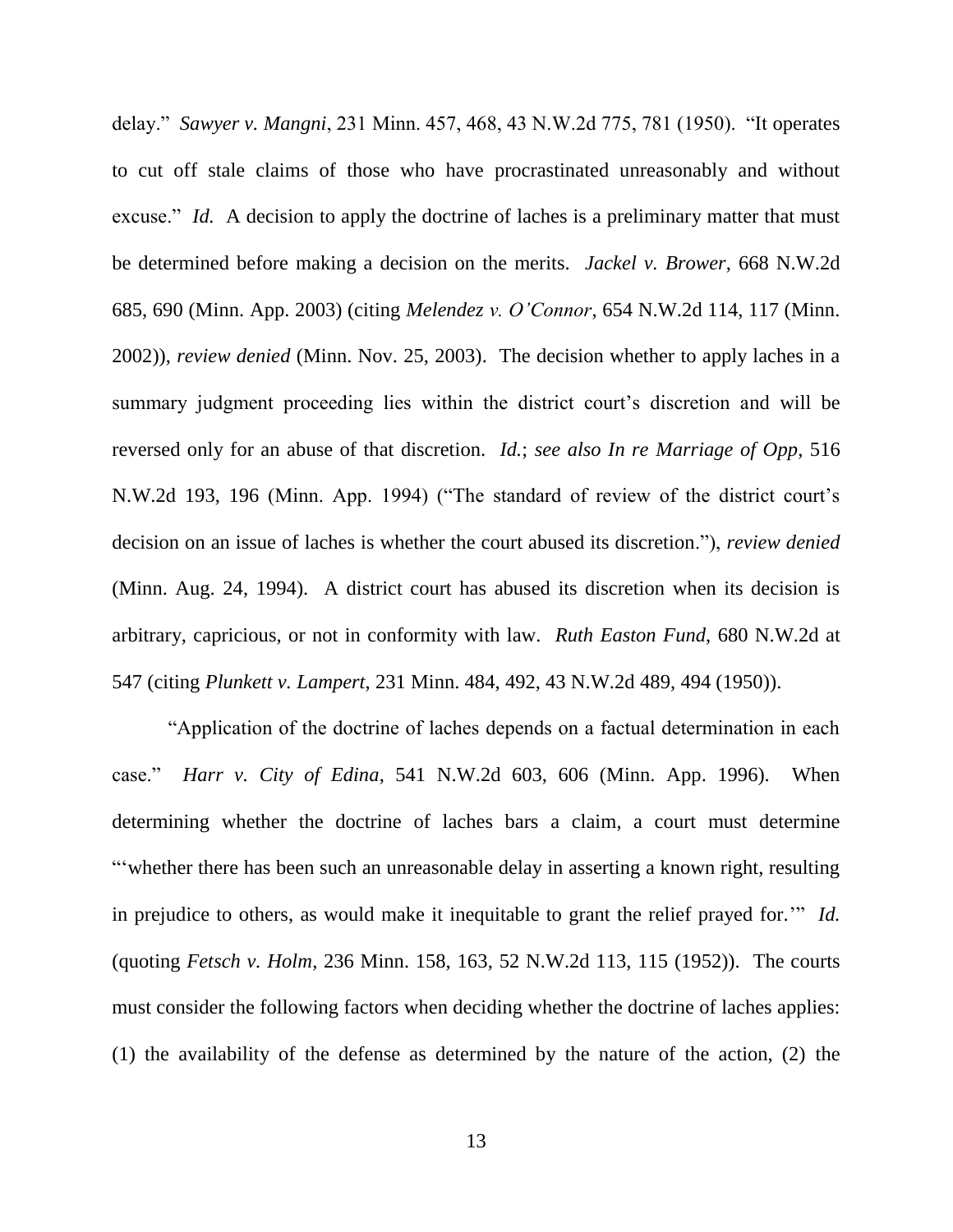delay." *Sawyer v. Mangni*, 231 Minn. 457, 468, 43 N.W.2d 775, 781 (1950). "It operates to cut off stale claims of those who have procrastinated unreasonably and without excuse." *Id.* A decision to apply the doctrine of laches is a preliminary matter that must be determined before making a decision on the merits. *Jackel v. Brower*, 668 N.W.2d 685, 690 (Minn. App. 2003) (citing *Melendez v. O'Connor*, 654 N.W.2d 114, 117 (Minn. 2002)), *review denied* (Minn. Nov. 25, 2003). The decision whether to apply laches in a summary judgment proceeding lies within the district court's discretion and will be reversed only for an abuse of that discretion. *Id.*; *see also In re Marriage of Opp*, 516 N.W.2d 193, 196 (Minn. App. 1994) ("The standard of review of the district court's decision on an issue of laches is whether the court abused its discretion."), *review denied* (Minn. Aug. 24, 1994). A district court has abused its discretion when its decision is arbitrary, capricious, or not in conformity with law. *Ruth Easton Fund*, 680 N.W.2d at 547 (citing *Plunkett v. Lampert*, 231 Minn. 484, 492, 43 N.W.2d 489, 494 (1950)).

"Application of the doctrine of laches depends on a factual determination in each case." *Harr v. City of Edina*, 541 N.W.2d 603, 606 (Minn. App. 1996). When determining whether the doctrine of laches bars a claim, a court must determine "'whether there has been such an unreasonable delay in asserting a known right, resulting in prejudice to others, as would make it inequitable to grant the relief prayed for.'" *Id.* (quoting *Fetsch v. Holm*, 236 Minn. 158, 163, 52 N.W.2d 113, 115 (1952)). The courts must consider the following factors when deciding whether the doctrine of laches applies: (1) the availability of the defense as determined by the nature of the action, (2) the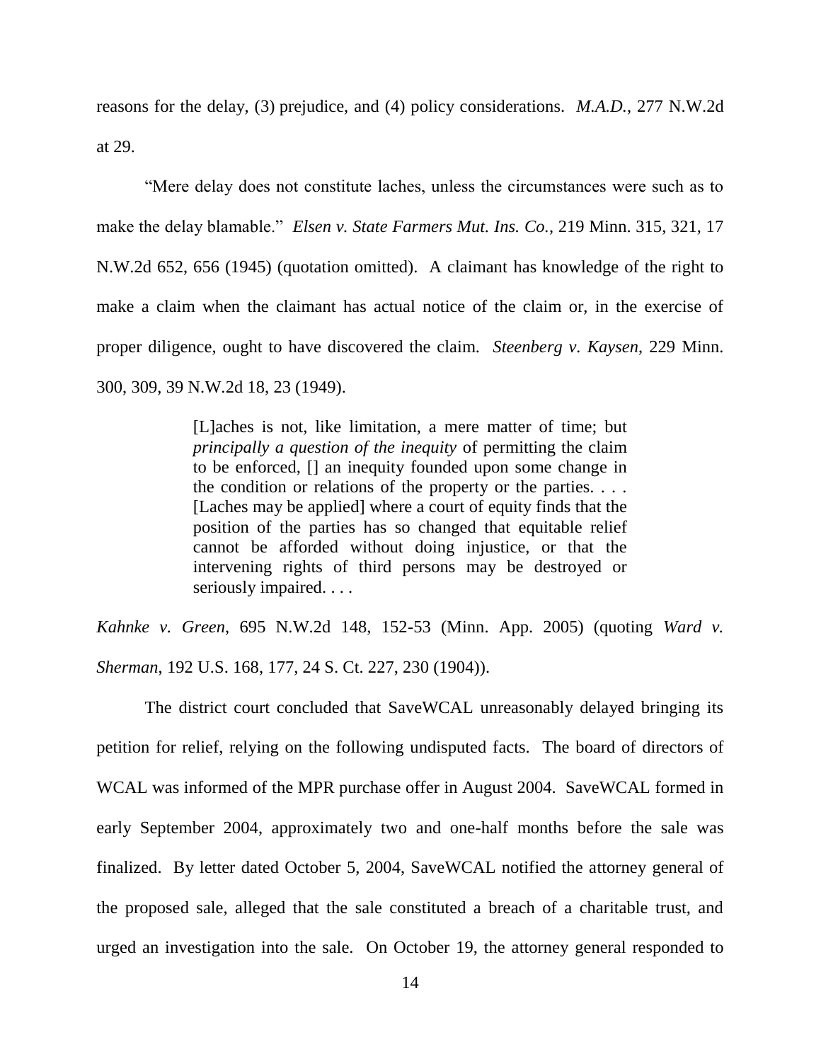reasons for the delay, (3) prejudice, and (4) policy considerations. *M.A.D.*, 277 N.W.2d at 29.

"Mere delay does not constitute laches, unless the circumstances were such as to make the delay blamable." *Elsen v. State Farmers Mut. Ins. Co.*, 219 Minn. 315, 321, 17 N.W.2d 652, 656 (1945) (quotation omitted). A claimant has knowledge of the right to make a claim when the claimant has actual notice of the claim or, in the exercise of proper diligence, ought to have discovered the claim. *Steenberg v. Kaysen*, 229 Minn. 300, 309, 39 N.W.2d 18, 23 (1949).

> [L]aches is not, like limitation, a mere matter of time; but *principally a question of the inequity* of permitting the claim to be enforced, [] an inequity founded upon some change in the condition or relations of the property or the parties. . . . [Laches may be applied] where a court of equity finds that the position of the parties has so changed that equitable relief cannot be afforded without doing injustice, or that the intervening rights of third persons may be destroyed or seriously impaired. . . .

*Kahnke v. Green*, 695 N.W.2d 148, 152-53 (Minn. App. 2005) (quoting *Ward v. Sherman*, 192 U.S. 168, 177, 24 S. Ct. 227, 230 (1904)).

The district court concluded that SaveWCAL unreasonably delayed bringing its petition for relief, relying on the following undisputed facts. The board of directors of WCAL was informed of the MPR purchase offer in August 2004. SaveWCAL formed in early September 2004, approximately two and one-half months before the sale was finalized. By letter dated October 5, 2004, SaveWCAL notified the attorney general of the proposed sale, alleged that the sale constituted a breach of a charitable trust, and urged an investigation into the sale. On October 19, the attorney general responded to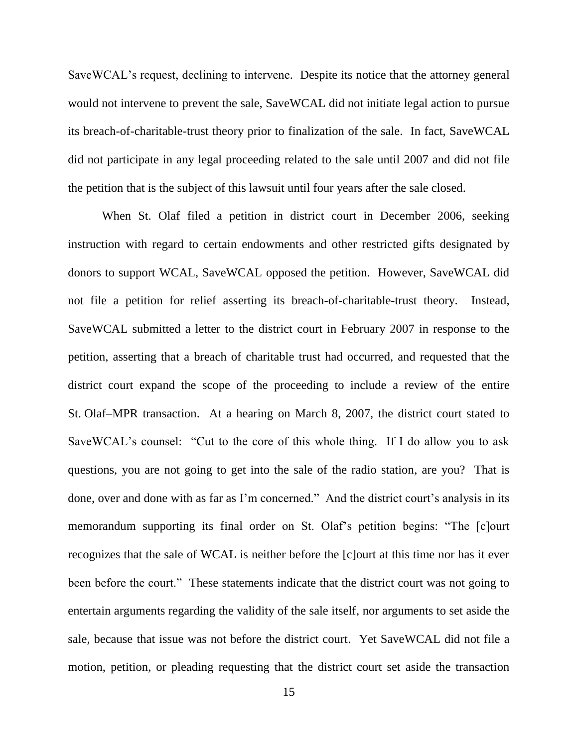SaveWCAL's request, declining to intervene. Despite its notice that the attorney general would not intervene to prevent the sale, SaveWCAL did not initiate legal action to pursue its breach-of-charitable-trust theory prior to finalization of the sale. In fact, SaveWCAL did not participate in any legal proceeding related to the sale until 2007 and did not file the petition that is the subject of this lawsuit until four years after the sale closed.

When St. Olaf filed a petition in district court in December 2006, seeking instruction with regard to certain endowments and other restricted gifts designated by donors to support WCAL, SaveWCAL opposed the petition. However, SaveWCAL did not file a petition for relief asserting its breach-of-charitable-trust theory. Instead, SaveWCAL submitted a letter to the district court in February 2007 in response to the petition, asserting that a breach of charitable trust had occurred, and requested that the district court expand the scope of the proceeding to include a review of the entire St. Olaf–MPR transaction. At a hearing on March 8, 2007, the district court stated to SaveWCAL's counsel: "Cut to the core of this whole thing. If I do allow you to ask questions, you are not going to get into the sale of the radio station, are you? That is done, over and done with as far as I'm concerned." And the district court's analysis in its memorandum supporting its final order on St. Olaf's petition begins: "The [c]ourt recognizes that the sale of WCAL is neither before the [c]ourt at this time nor has it ever been before the court." These statements indicate that the district court was not going to entertain arguments regarding the validity of the sale itself, nor arguments to set aside the sale, because that issue was not before the district court. Yet SaveWCAL did not file a motion, petition, or pleading requesting that the district court set aside the transaction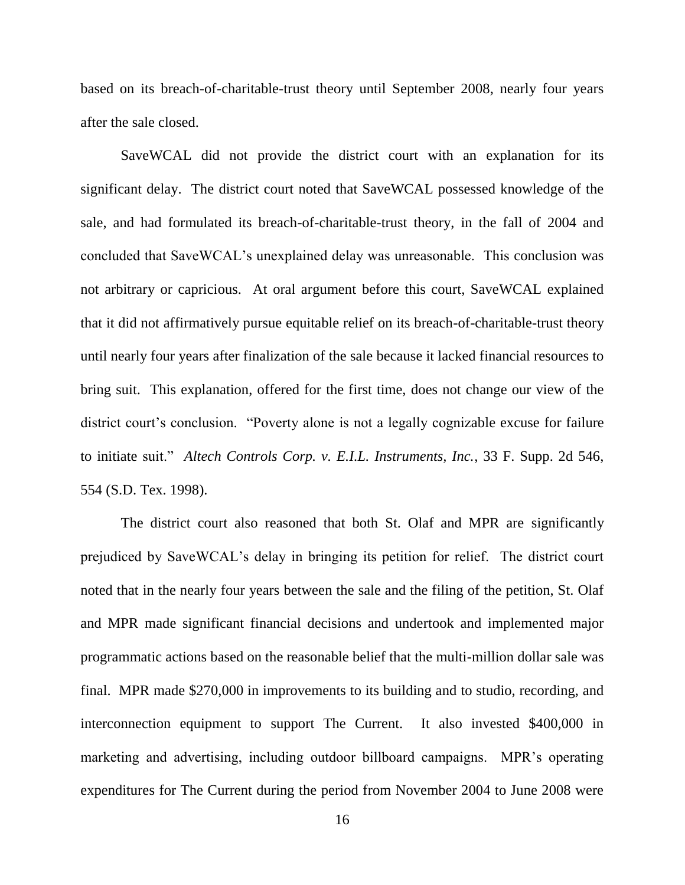based on its breach-of-charitable-trust theory until September 2008, nearly four years after the sale closed.

SaveWCAL did not provide the district court with an explanation for its significant delay. The district court noted that SaveWCAL possessed knowledge of the sale, and had formulated its breach-of-charitable-trust theory, in the fall of 2004 and concluded that SaveWCAL's unexplained delay was unreasonable. This conclusion was not arbitrary or capricious. At oral argument before this court, SaveWCAL explained that it did not affirmatively pursue equitable relief on its breach-of-charitable-trust theory until nearly four years after finalization of the sale because it lacked financial resources to bring suit. This explanation, offered for the first time, does not change our view of the district court's conclusion. "Poverty alone is not a legally cognizable excuse for failure to initiate suit." *Altech Controls Corp. v. E.I.L. Instruments, Inc.*, 33 F. Supp. 2d 546, 554 (S.D. Tex. 1998).

The district court also reasoned that both St. Olaf and MPR are significantly prejudiced by SaveWCAL's delay in bringing its petition for relief. The district court noted that in the nearly four years between the sale and the filing of the petition, St. Olaf and MPR made significant financial decisions and undertook and implemented major programmatic actions based on the reasonable belief that the multi-million dollar sale was final. MPR made $270,000 in improvements to its building and to studio, recording, and interconnection equipment to support The Current. It also invested $400,000 in marketing and advertising, including outdoor billboard campaigns. MPR's operating expenditures for The Current during the period from November 2004 to June 2008 were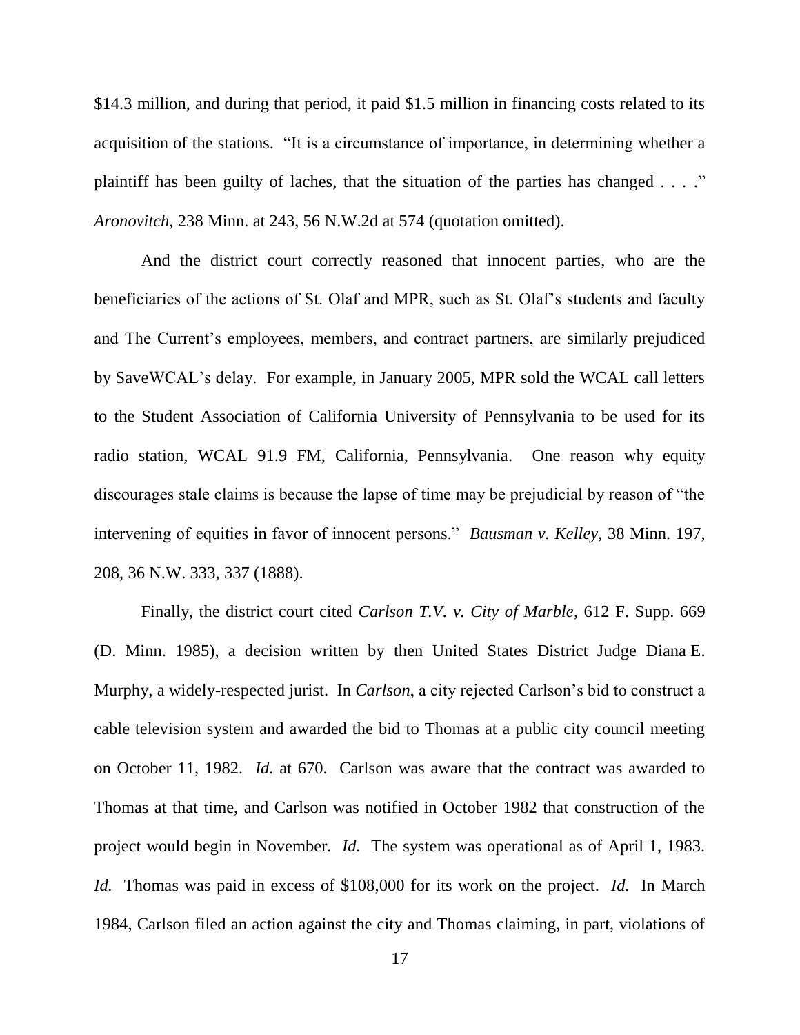$14.3 million, and during that period, it paid $1.5 million in financing costs related to its acquisition of the stations. "It is a circumstance of importance, in determining whether a plaintiff has been guilty of laches, that the situation of the parties has changed . . . ." *Aronovitch*, 238 Minn. at 243, 56 N.W.2d at 574 (quotation omitted).

And the district court correctly reasoned that innocent parties, who are the beneficiaries of the actions of St. Olaf and MPR, such as St. Olaf's students and faculty and The Current's employees, members, and contract partners, are similarly prejudiced by SaveWCAL's delay. For example, in January 2005, MPR sold the WCAL call letters to the Student Association of California University of Pennsylvania to be used for its radio station, WCAL 91.9 FM, California, Pennsylvania. One reason why equity discourages stale claims is because the lapse of time may be prejudicial by reason of "the intervening of equities in favor of innocent persons." *Bausman v. Kelley*, 38 Minn. 197, 208, 36 N.W. 333, 337 (1888).

Finally, the district court cited *Carlson T.V. v. City of Marble*, 612 F. Supp. 669 (D. Minn. 1985), a decision written by then United States District Judge Diana E. Murphy, a widely-respected jurist. In *Carlson*, a city rejected Carlson's bid to construct a cable television system and awarded the bid to Thomas at a public city council meeting on October 11, 1982. *Id.* at 670. Carlson was aware that the contract was awarded to Thomas at that time, and Carlson was notified in October 1982 that construction of the project would begin in November. *Id.* The system was operational as of April 1, 1983. *Id.* Thomas was paid in excess of $108,000 for its work on the project. *Id.* In March 1984, Carlson filed an action against the city and Thomas claiming, in part, violations of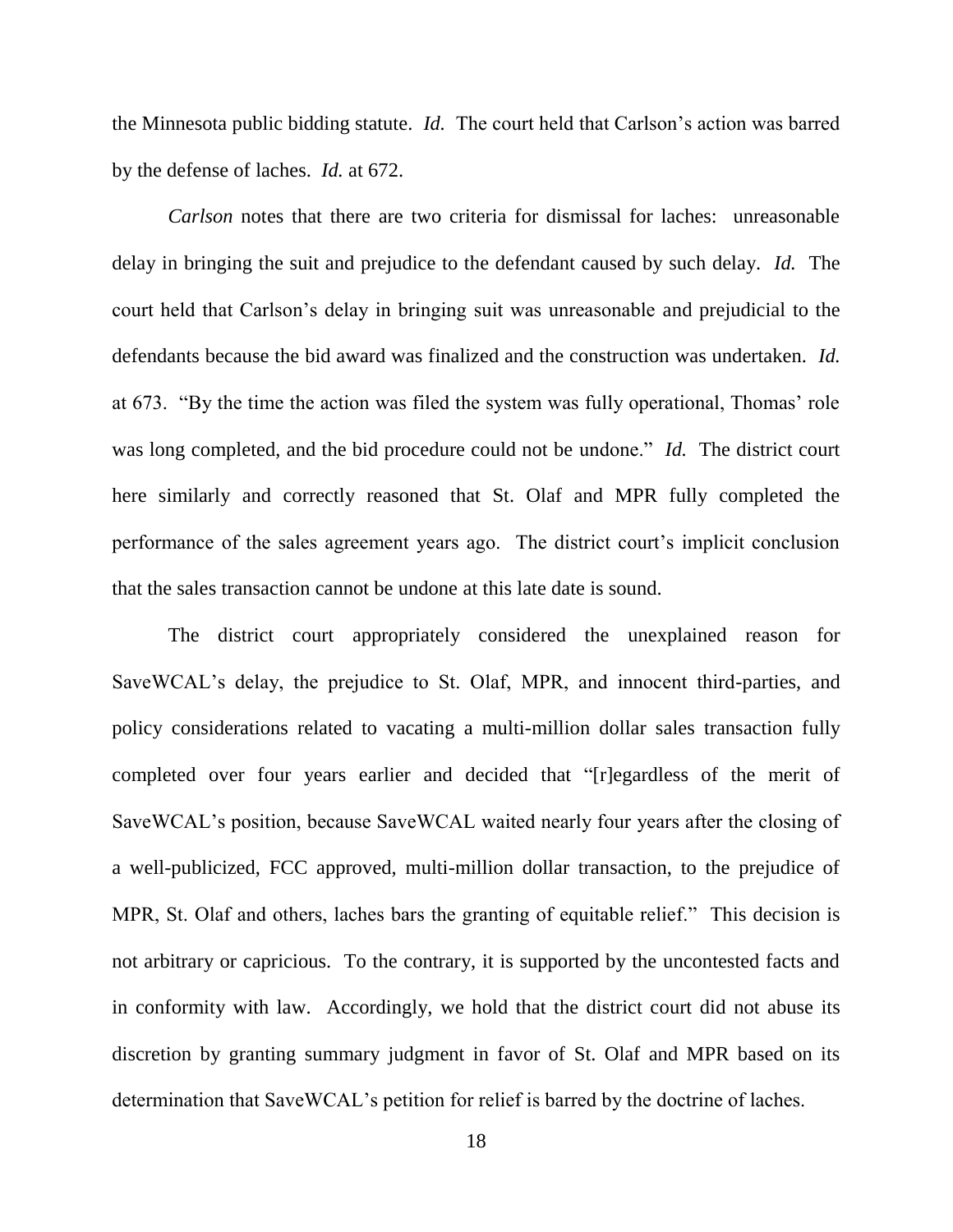the Minnesota public bidding statute. *Id.* The court held that Carlson's action was barred by the defense of laches. *Id.* at 672.

*Carlson* notes that there are two criteria for dismissal for laches: unreasonable delay in bringing the suit and prejudice to the defendant caused by such delay. *Id.* The court held that Carlson's delay in bringing suit was unreasonable and prejudicial to the defendants because the bid award was finalized and the construction was undertaken. *Id.* at 673. "By the time the action was filed the system was fully operational, Thomas' role was long completed, and the bid procedure could not be undone." *Id.* The district court here similarly and correctly reasoned that St. Olaf and MPR fully completed the performance of the sales agreement years ago. The district court's implicit conclusion that the sales transaction cannot be undone at this late date is sound.

The district court appropriately considered the unexplained reason for SaveWCAL's delay, the prejudice to St. Olaf, MPR, and innocent third-parties, and policy considerations related to vacating a multi-million dollar sales transaction fully completed over four years earlier and decided that "[r]egardless of the merit of SaveWCAL's position, because SaveWCAL waited nearly four years after the closing of a well-publicized, FCC approved, multi-million dollar transaction, to the prejudice of MPR, St. Olaf and others, laches bars the granting of equitable relief." This decision is not arbitrary or capricious. To the contrary, it is supported by the uncontested facts and in conformity with law. Accordingly, we hold that the district court did not abuse its discretion by granting summary judgment in favor of St. Olaf and MPR based on its determination that SaveWCAL's petition for relief is barred by the doctrine of laches.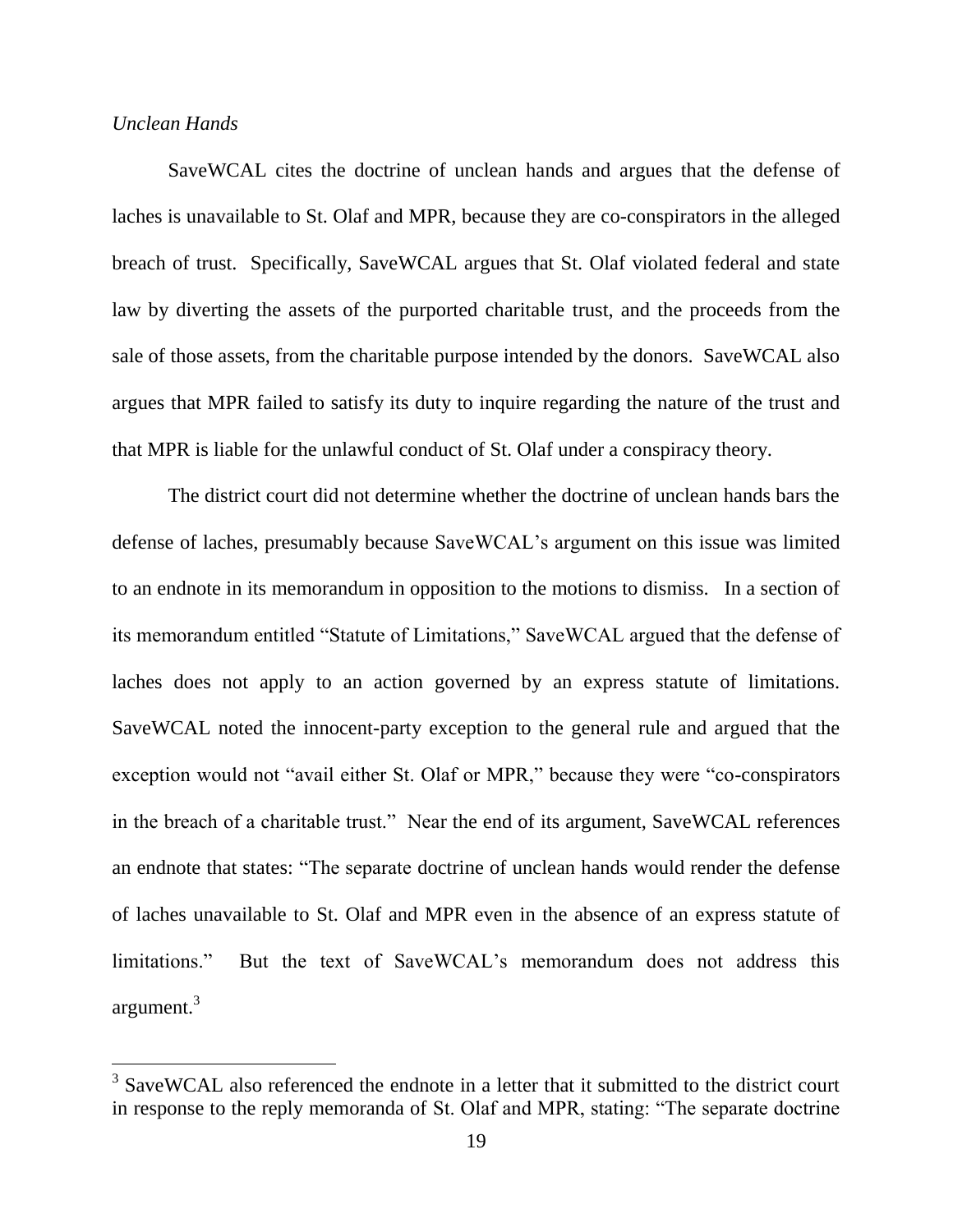*Unclean Hands*

SaveWCAL cites the doctrine of unclean hands and argues that the defense of laches is unavailable to St. Olaf and MPR, because they are co-conspirators in the alleged breach of trust. Specifically, SaveWCAL argues that St. Olaf violated federal and state law by diverting the assets of the purported charitable trust, and the proceeds from the sale of those assets, from the charitable purpose intended by the donors. SaveWCAL also argues that MPR failed to satisfy its duty to inquire regarding the nature of the trust and that MPR is liable for the unlawful conduct of St. Olaf under a conspiracy theory.

The district court did not determine whether the doctrine of unclean hands bars the defense of laches, presumably because SaveWCAL's argument on this issue was limited to an endnote in its memorandum in opposition to the motions to dismiss. In a section of its memorandum entitled "Statute of Limitations," SaveWCAL argued that the defense of laches does not apply to an action governed by an express statute of limitations. SaveWCAL noted the innocent-party exception to the general rule and argued that the exception would not "avail either St. Olaf or MPR," because they were "co-conspirators in the breach of a charitable trust." Near the end of its argument, SaveWCAL references an endnote that states: "The separate doctrine of unclean hands would render the defense of laches unavailable to St. Olaf and MPR even in the absence of an express statute of limitations." But the text of SaveWCAL's memorandum does not address this argument.[3]

[3] SaveWCAL also referenced the endnote in a letter that it submitted to the district court in response to the reply memoranda of St. Olaf and MPR, stating: "The separate doctrine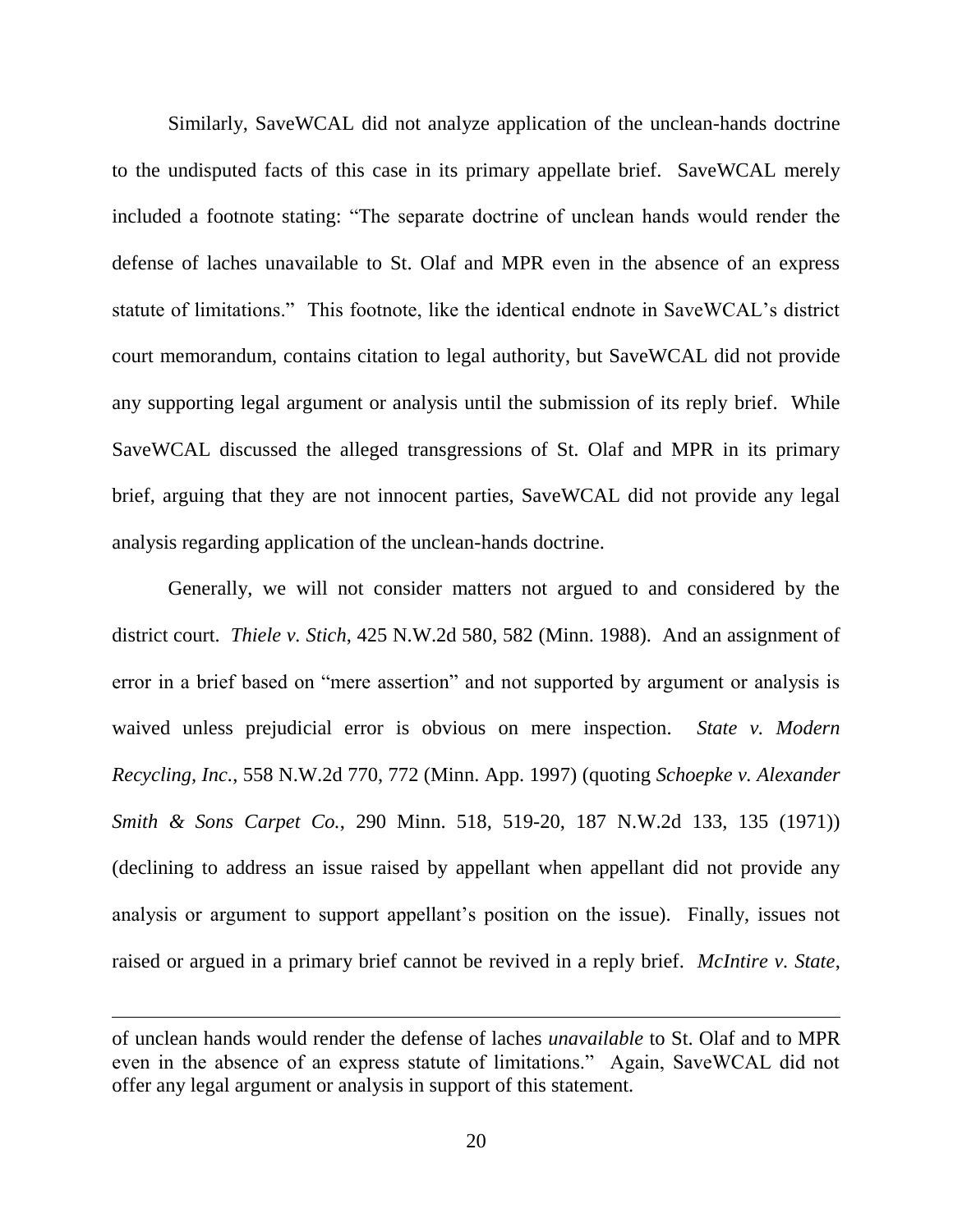Similarly, SaveWCAL did not analyze application of the unclean-hands doctrine to the undisputed facts of this case in its primary appellate brief. SaveWCAL merely included a footnote stating: "The separate doctrine of unclean hands would render the defense of laches unavailable to St. Olaf and MPR even in the absence of an express statute of limitations." This footnote, like the identical endnote in SaveWCAL's district court memorandum, contains citation to legal authority, but SaveWCAL did not provide any supporting legal argument or analysis until the submission of its reply brief. While SaveWCAL discussed the alleged transgressions of St. Olaf and MPR in its primary brief, arguing that they are not innocent parties, SaveWCAL did not provide any legal analysis regarding application of the unclean-hands doctrine.

Generally, we will not consider matters not argued to and considered by the district court. *Thiele v. Stich*, 425 N.W.2d 580, 582 (Minn. 1988). And an assignment of error in a brief based on "mere assertion" and not supported by argument or analysis is waived unless prejudicial error is obvious on mere inspection. *State v. Modern Recycling, Inc.*, 558 N.W.2d 770, 772 (Minn. App. 1997) (quoting *Schoepke v. Alexander Smith & Sons Carpet Co.*, 290 Minn. 518, 519-20, 187 N.W.2d 133, 135 (1971)) (declining to address an issue raised by appellant when appellant did not provide any analysis or argument to support appellant's position on the issue). Finally, issues not raised or argued in a primary brief cannot be revived in a reply brief. *McIntire v. State*,

---

of unclean hands would render the defense of laches *unavailable* to St. Olaf and to MPR even in the absence of an express statute of limitations." Again, SaveWCAL did not offer any legal argument or analysis in support of this statement.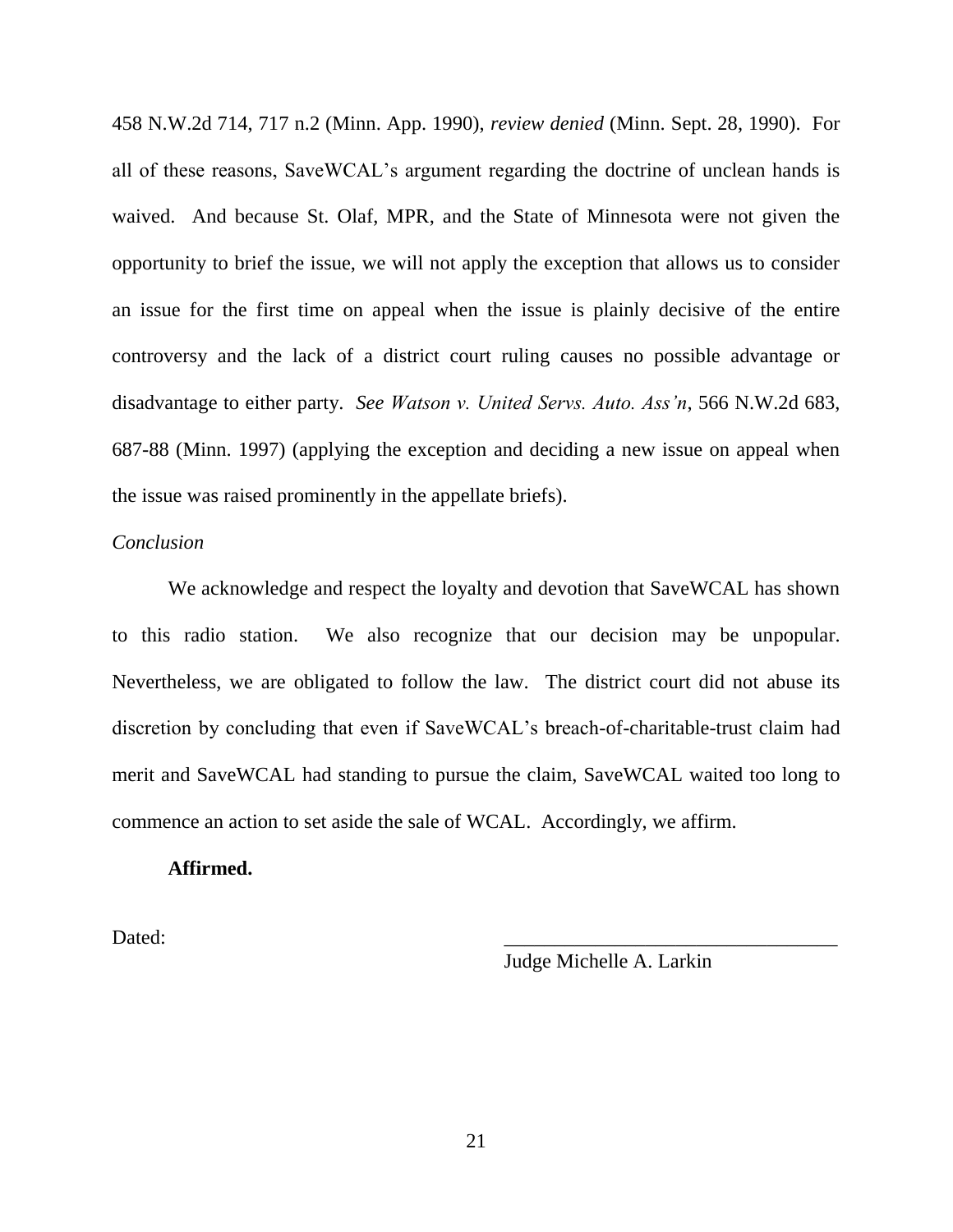458 N.W.2d 714, 717 n.2 (Minn. App. 1990), *review denied* (Minn. Sept. 28, 1990). For all of these reasons, SaveWCAL's argument regarding the doctrine of unclean hands is waived. And because St. Olaf, MPR, and the State of Minnesota were not given the opportunity to brief the issue, we will not apply the exception that allows us to consider an issue for the first time on appeal when the issue is plainly decisive of the entire controversy and the lack of a district court ruling causes no possible advantage or disadvantage to either party. *See Watson v. United Servs. Auto. Ass'n*, 566 N.W.2d 683, 687-88 (Minn. 1997) (applying the exception and deciding a new issue on appeal when the issue was raised prominently in the appellate briefs).

*Conclusion*

We acknowledge and respect the loyalty and devotion that SaveWCAL has shown to this radio station. We also recognize that our decision may be unpopular. Nevertheless, we are obligated to follow the law. The district court did not abuse its discretion by concluding that even if SaveWCAL's breach-of-charitable-trust claim had merit and SaveWCAL had standing to pursue the claim, SaveWCAL waited too long to commence an action to set aside the sale of WCAL. Accordingly, we affirm.

**Affirmed.**

Dated: ________________________________

Judge Michelle A. Larkin